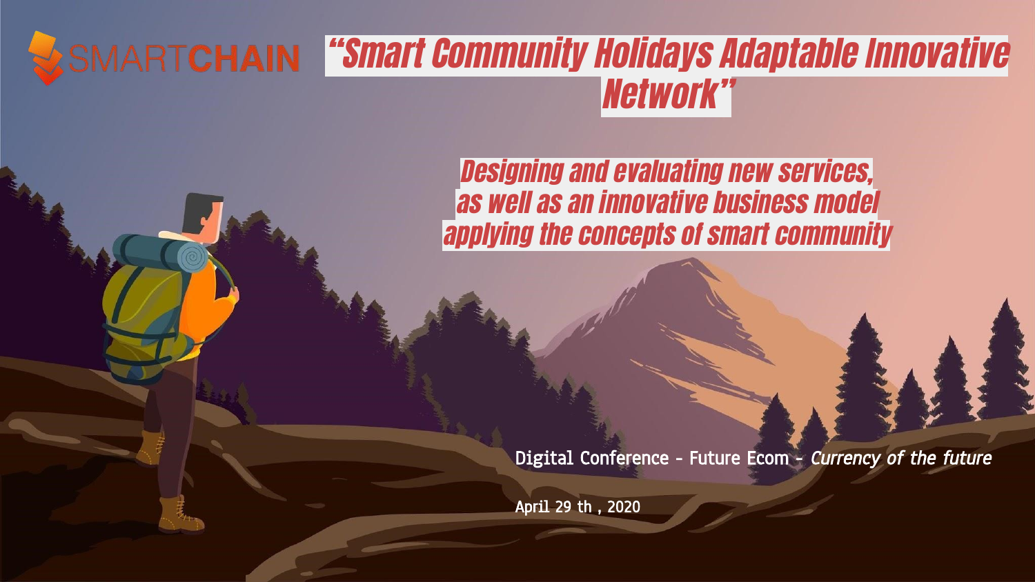SMARTCHAIN

# “Smart Community Holidays Adaptable Innovative Network”

## *Designing and evaluating new services, as well as an innovative business model applying the concepts of smart community*

Digital Conference - Future Ecom - *Currency of the future*

April 29 th , 2020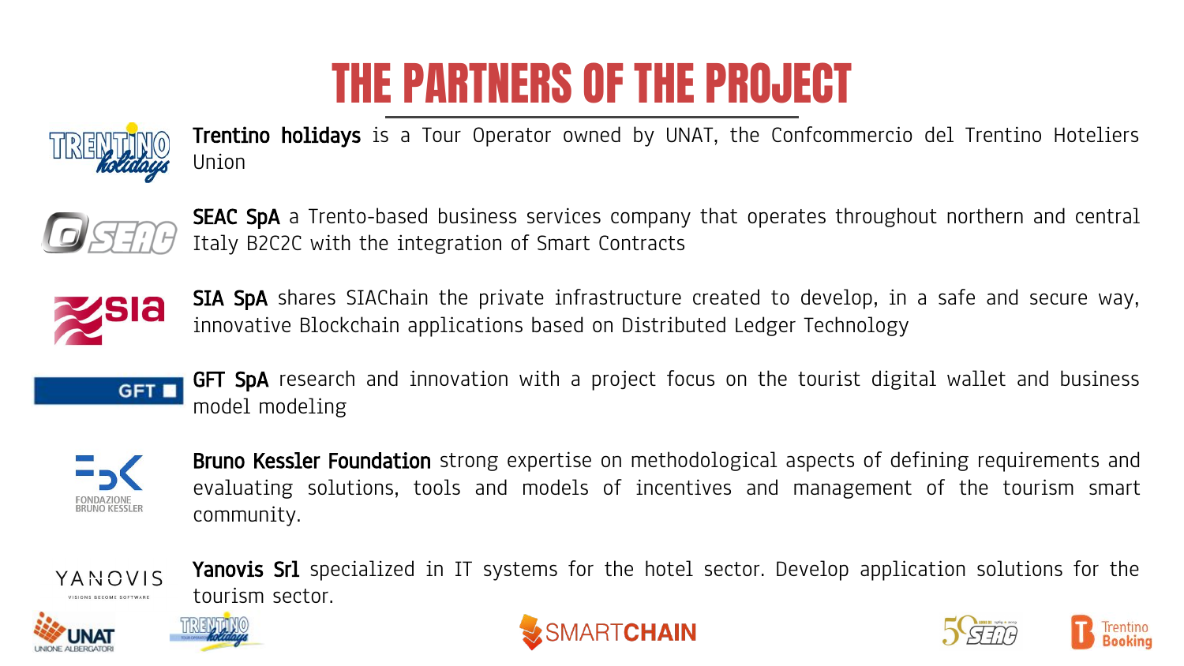# THE PARTNERS OF THE PROJECT

**Trentino holidays** is a Tour Operator owned by UNAT, the Confcommercio del Trentino Hoteliers Union

**SEAC SpA** a Trento-based business services company that operates throughout northern and central Italy B2C2C with the integration of Smart Contracts

**SIA SpA** shares SIAChain the private infrastructure created to develop, in a safe and secure way, innovative Blockchain applications based on Distributed Ledger Technology

**GFT SpA** research and innovation with a project focus on the tourist digital wallet and business model modeling

**Bruno Kessler Foundation** strong expertise on methodological aspects of defining requirements and evaluating solutions, tools and models of incentives and management of the tourism smart community.

**Yanovis Srl** specialized in IT systems for the hotel sector. Develop application solutions for the tourism sector.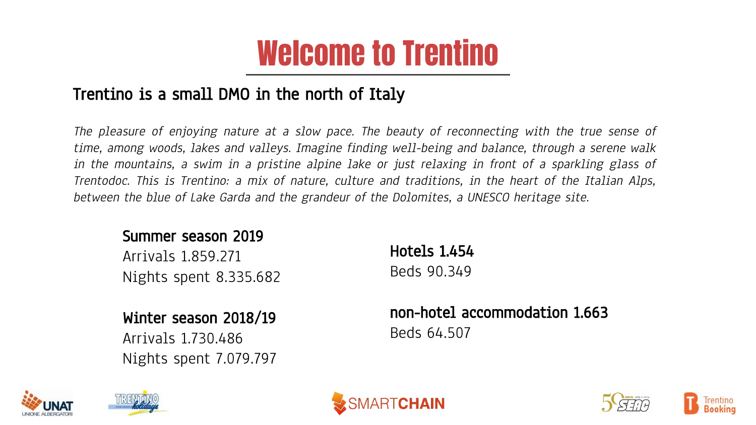# Welcome to Trentino

## Trentino is a small DMO in the north of Italy

*The pleasure of enjoying nature at a slow pace. The beauty of reconnecting with the true sense of time, among woods, lakes and valleys. Imagine finding well-being and balance, through a serene walk in the mountains, a swim in a pristine alpine lake or just relaxing in front of a sparkling glass of Trentodoc. This is Trentino: a mix of nature, culture and traditions, in the heart of the Italian Alps, between the blue of Lake Garda and the grandeur of the Dolomites, a UNESCO heritage site.*

**Summer season 2019**
Arrivals 1.859.271
Nights spent 8.335.682

**Winter season 2018/19**
Arrivals 1.730.486
Nights spent 7.079.797

**Hotels 1.454**
Beds 90.349

**non-hotel accommodation 1.663**
Beds 64.507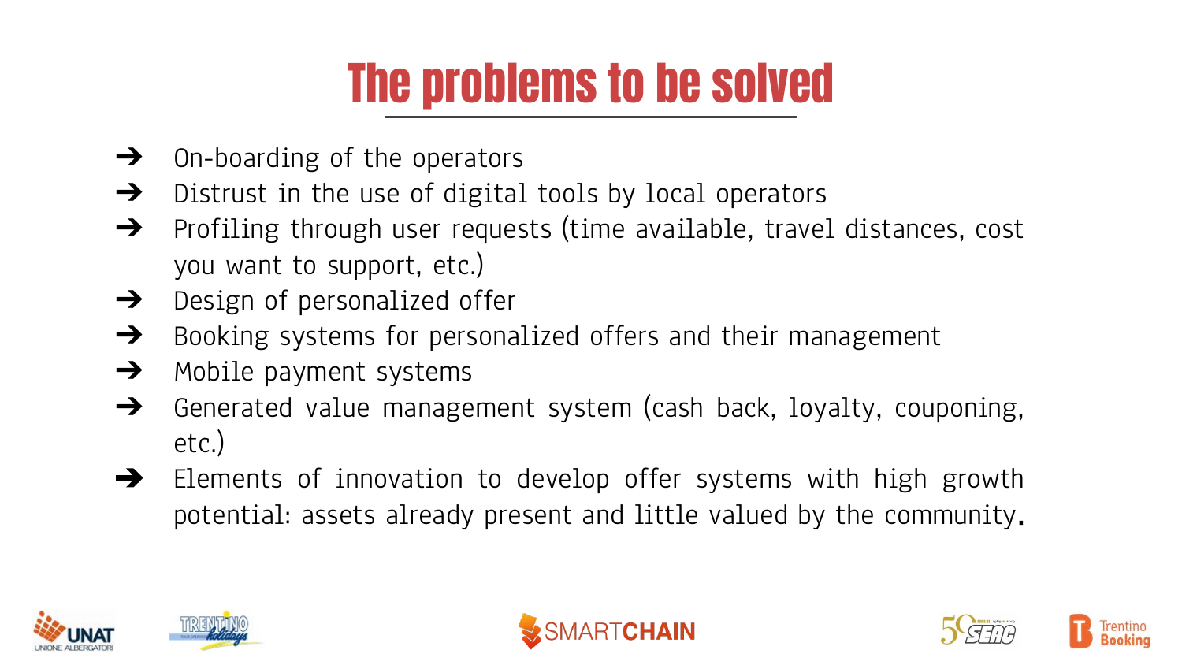# The problems to be solved

- On-boarding of the operators
- Distrust in the use of digital tools by local operators
- Profiling through user requests (time available, travel distances, cost you want to support, etc.)
- Design of personalized offer
- Booking systems for personalized offers and their management
- Mobile payment systems
- Generated value management system (cash back, loyalty, couponing, etc.)
- Elements of innovation to develop offer systems with high growth potential: assets already present and little valued by the community.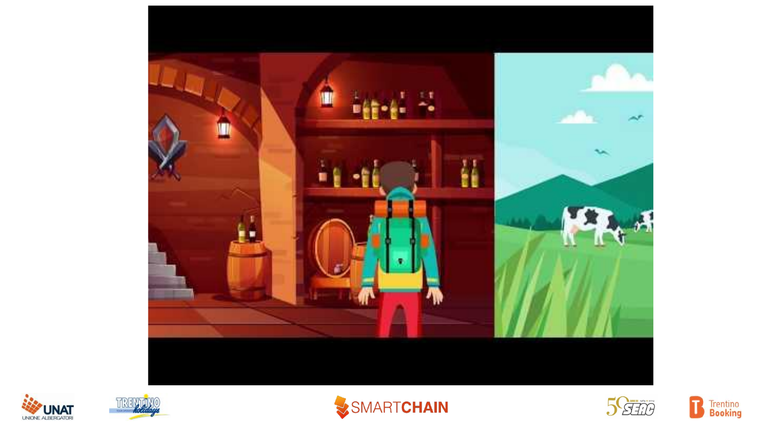UNAT UNIONE ALBERGATORI

TRENTINO holidays

SMARTCHAIN

SEAC

Trentino Booking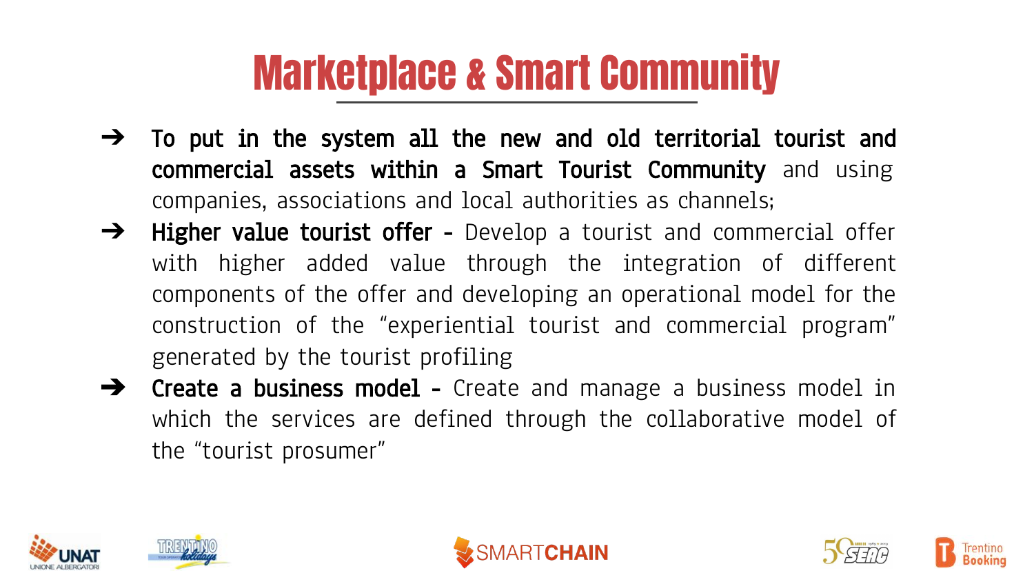# Marketplace & Smart Community

- **To put in the system all the new and old territorial tourist and commercial assets within a Smart Tourist Community** and using companies, associations and local authorities as channels;
- **Higher value tourist offer** - Develop a tourist and commercial offer with higher added value through the integration of different components of the offer and developing an operational model for the construction of the "experiential tourist and commercial program" generated by the tourist profiling
- **Create a business model** - Create and manage a business model in which the services are defined through the collaborative model of the "tourist prosumer"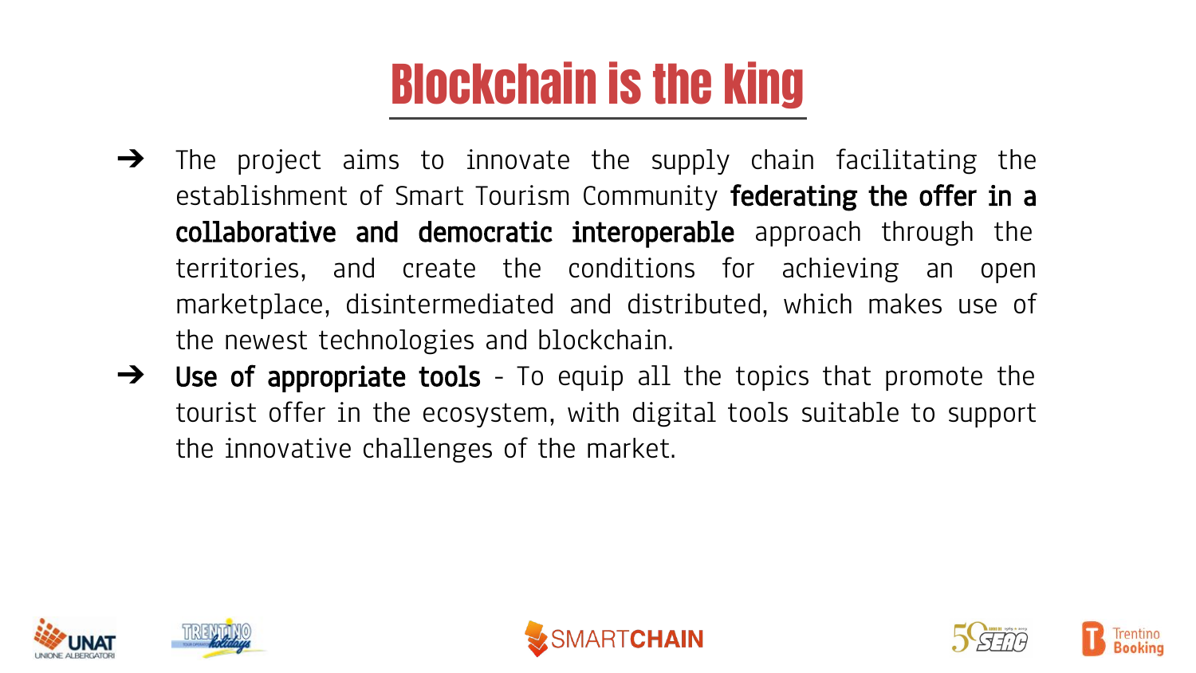# Blockchain is the king

- The project aims to innovate the supply chain facilitating the establishment of Smart Tourism Community **federating the offer in a collaborative and democratic interoperable** approach through the territories, and create the conditions for achieving an open marketplace, disintermediated and distributed, which makes use of the newest technologies and blockchain.
- **Use of appropriate tools** - To equip all the topics that promote the tourist offer in the ecosystem, with digital tools suitable to support the innovative challenges of the market.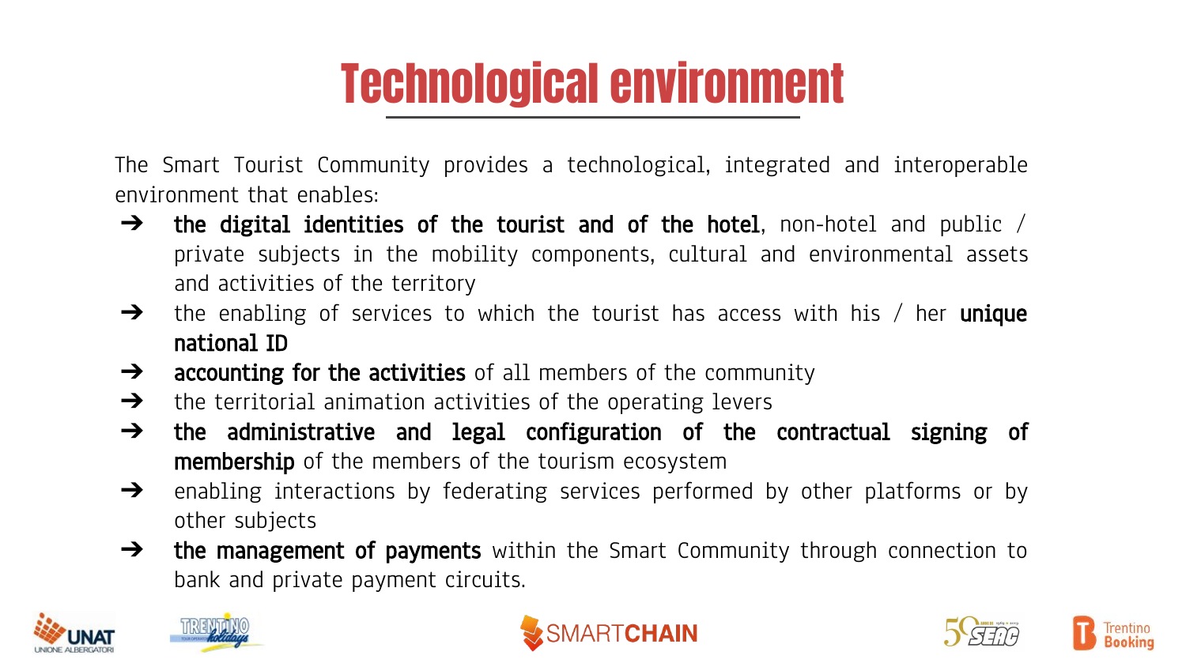# Technological environment

The Smart Tourist Community provides a technological, integrated and interoperable environment that enables:

- **the digital identities of the tourist and of the hotel**, non-hotel and public / private subjects in the mobility components, cultural and environmental assets and activities of the territory
- the enabling of services to which the tourist has access with his / her **unique national ID**
- **accounting for the activities** of all members of the community
- the territorial animation activities of the operating levers
- **the administrative and legal configuration of the contractual signing of membership** of the members of the tourism ecosystem
- enabling interactions by federating services performed by other platforms or by other subjects
- **the management of payments** within the Smart Community through connection to bank and private payment circuits.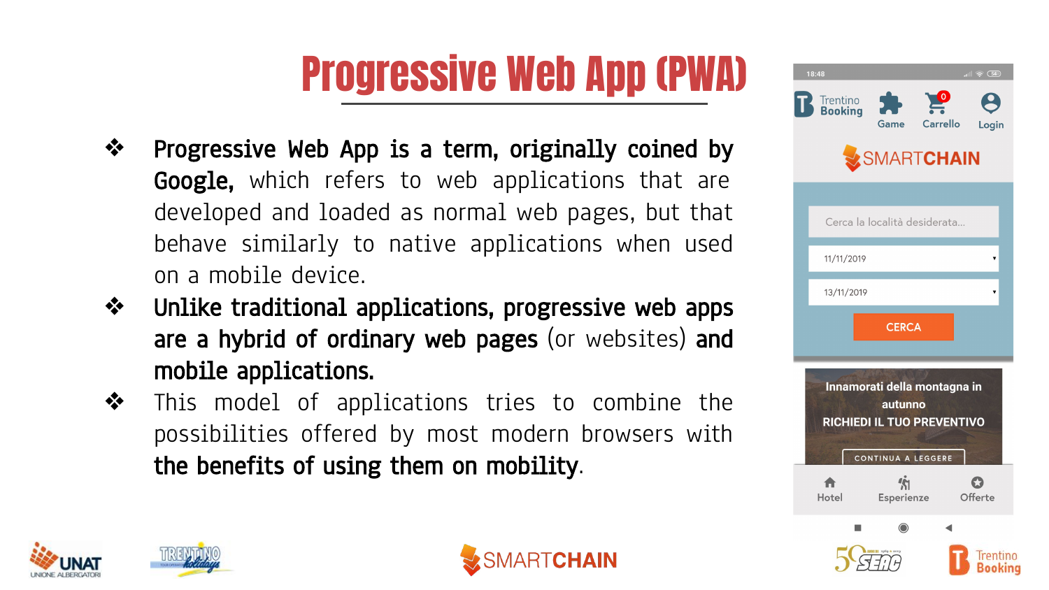# Progressive Web App (PWA)

- **Progressive Web App is a term, originally coined by Google,** which refers to web applications that are developed and loaded as normal web pages, but that behave similarly to native applications when used on a mobile device.
- **Unlike traditional applications, progressive web apps are a hybrid of ordinary web pages** (or websites) **and mobile applications.**
- This model of applications tries to combine the possibilities offered by most modern browsers with **the benefits of using them on mobility**.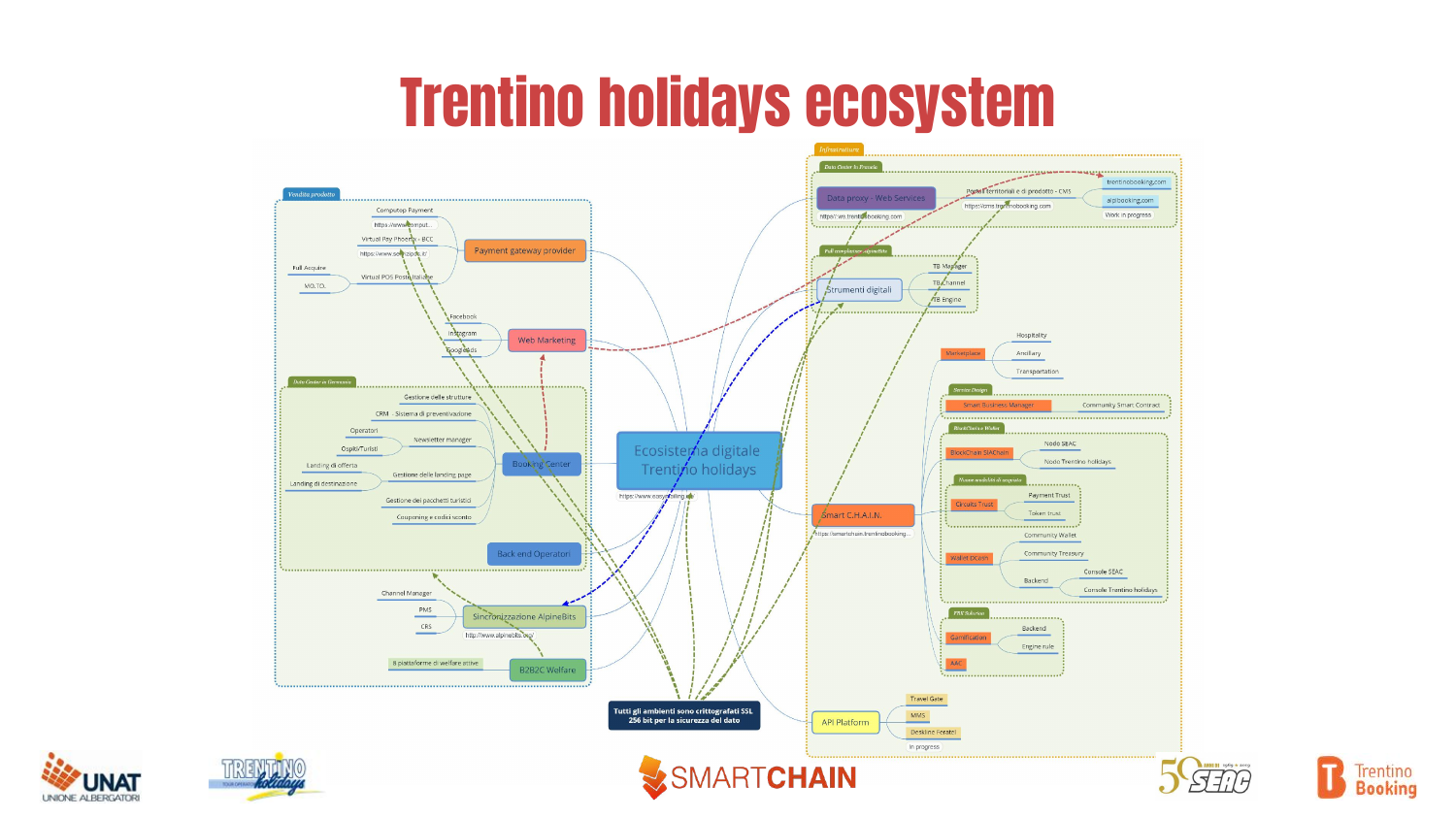# Trentino holidays ecosystem

**Ecosistema digitale Trentino holidays**
https://www.ecosystem.trentinobooking.it/

*Vendita prodotto*

- Payment gateway provider
  - Computop Payment – https://www.computop...
  - Virtual Pay Phoenix - BCC – https://www.soluzioniopbcc.it/
  - Virtual POS Poste Italiane
    - Full Acquire
    - MO.TO.
- Web Marketing
  - Facebook
  - Instagram
  - Google ads

*Data Center in Germania*

- Booking Center
  - Gestione delle strutture
  - CRM - Sistema di preventivazione
  - Newsletter manager
    - Operatori
    - Ospiti/Turisti
  - Gestione delle landing page
    - Landing di offerta
    - Landing di destinazione
  - Gestione dei pacchetti turistici
  - Couponing e codici sconto
- Back end Operatori

- Sincronizzazione AlpineBits – http://www.alpinebits.org/
  - Channel Manager
  - PMS
  - CRS
- B2B2C Welfare
  - 8 piattaforme di welfare attive

*Infrastrutture*

*Data Center in Friuli*

- Data proxy - Web Services – https://ws.trentinobooking.com
  - Portali territoriali e di prodotto - CMS – https://cms.trentinobooking.com
    - trentinobooking.com
    - alpibooking.com
    - Work in progress

*Full compliance Alpinebits*

- Strumenti digitali
  - TB Manager
  - TB Channel
  - TB Engine

- Smart C.H.A.I.N. – https://smartchain.trentinobooking...
  - Marketplace
    - Hospitality
    - Ancillary
    - Transportation
  - *Service Design*
    - Smart Business Manager
      - Community Smart Contract
  - *BlockChain e Wallet*
    - BlockChain SIAChain
      - Nodo SEAC
      - Nodo Trentino holidays
    - *Nuove modalità di acquisto*
      - Circuito Trust
        - Payment Trust
        - Token trust
    - Wallet DCash
      - Community Wallet
      - Community Treasury
      - Backend
        - Console SEAC
        - Console Trentino holidays
  - *PRS Solution*
    - Gamification
      - Backend
      - Engine rule
    - AAC

- API Platform
  - Travel Gate
  - MMS
  - Deskline Feratel
  - in progress

**Tutti gli ambienti sono crittografati SSL 256 bit per la sicurezza del dato**

UNAT UNIONE ALBERGATORI · TRENTINO holidays · SMARTCHAIN · SEAC · Trentino Booking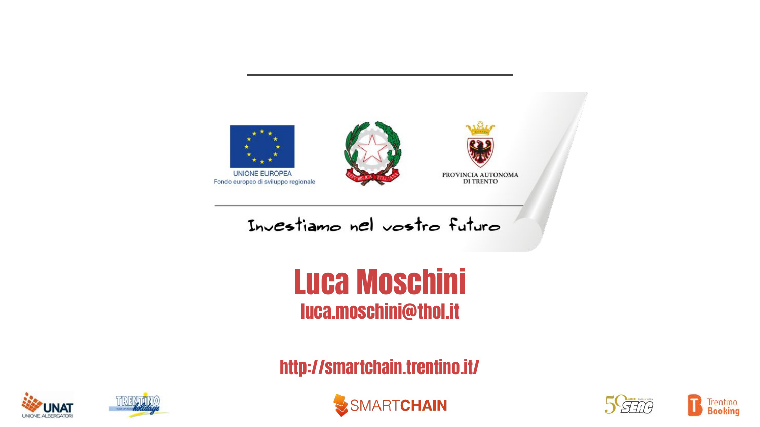UNIONE EUROPEA
Fondo europeo di sviluppo regionale

PROVINCIA AUTONOMA DI TRENTO

Investiamo nel vostro futuro

# Luca Moschini

**luca.moschini@thol.it**

**http://smartchain.trentino.it/**

UNAT UNIONE ALBERGATORI

TRENTINO holidays

SMARTCHAIN

SEAC

Trentino Booking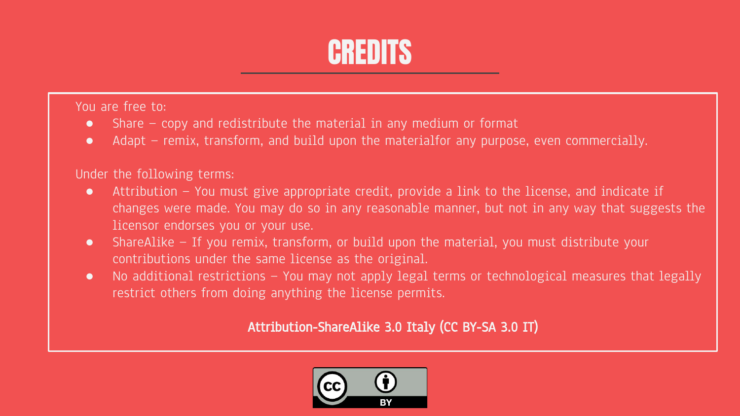# CREDITS

You are free to:

- Share – copy and redistribute the material in any medium or format
- Adapt – remix, transform, and build upon the materialfor any purpose, even commercially.

Under the following terms:

- Attribution – You must give appropriate credit, provide a link to the license, and indicate if changes were made. You may do so in any reasonable manner, but not in any way that suggests the licensor endorses you or your use.
- ShareAlike – If you remix, transform, or build upon the material, you must distribute your contributions under the same license as the original.
- No additional restrictions – You may not apply legal terms or technological measures that legally restrict others from doing anything the license permits.

**Attribution-ShareAlike 3.0 Italy (CC BY-SA 3.0 IT)**